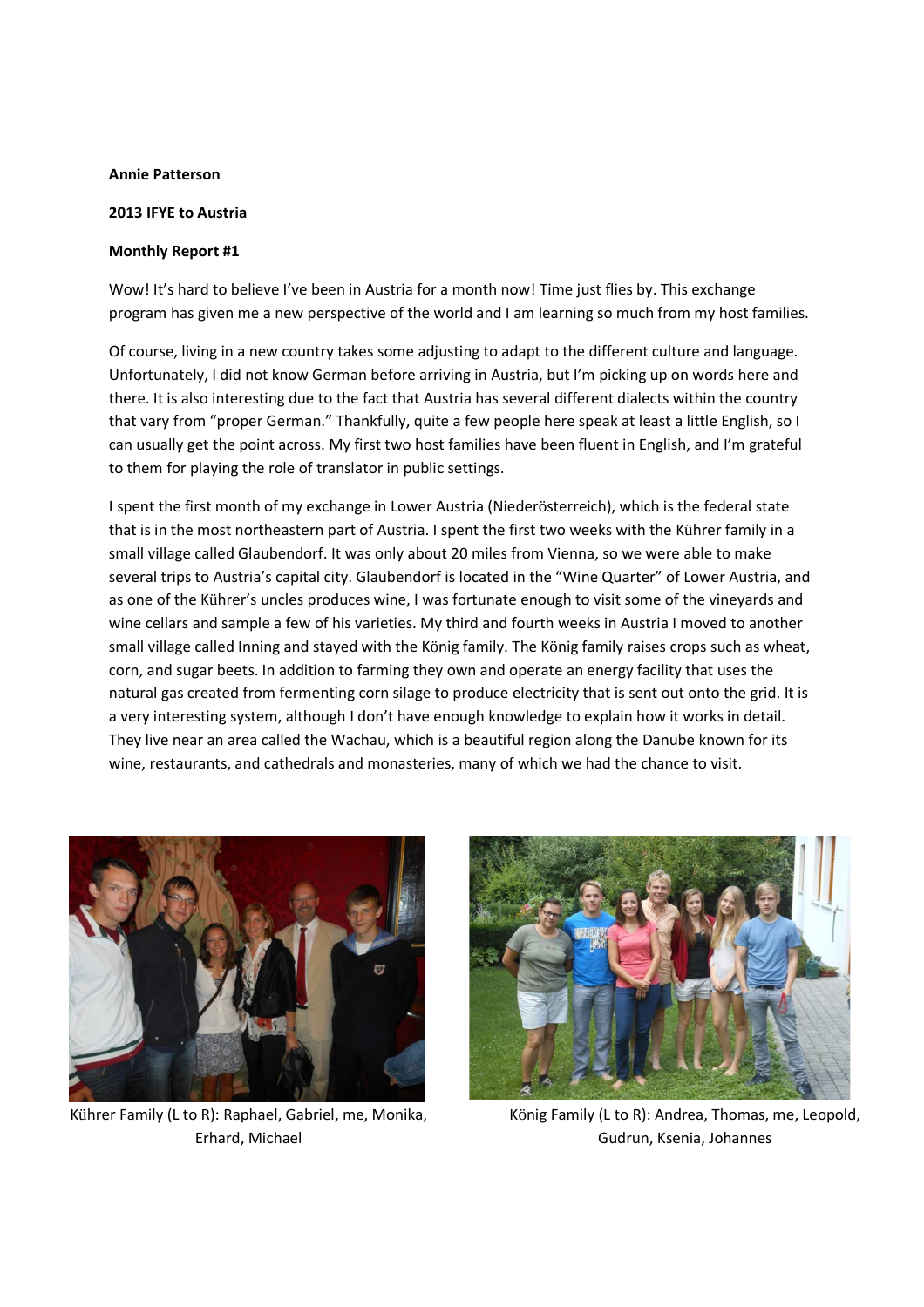**Annie Patterson**

**2013 IFYE to Austria**

**Monthly Report #1**

Wow! It's hard to believe I've been in Austria for a month now! Time just flies by. This exchange program has given me a new perspective of the world and I am learning so much from my host families.

Of course, living in a new country takes some adjusting to adapt to the different culture and language. Unfortunately, I did not know German before arriving in Austria, but I'm picking up on words here and there. It is also interesting due to the fact that Austria has several different dialects within the country that vary from "proper German." Thankfully, quite a few people here speak at least a little English, so I can usually get the point across. My first two host families have been fluent in English, and I'm grateful to them for playing the role of translator in public settings.

I spent the first month of my exchange in Lower Austria (Niederösterreich), which is the federal state that is in the most northeastern part of Austria. I spent the first two weeks with the Kührer family in a small village called Glaubendorf. It was only about 20 miles from Vienna, so we were able to make several trips to Austria's capital city. Glaubendorf is located in the "Wine Quarter" of Lower Austria, and as one of the Kührer's uncles produces wine, I was fortunate enough to visit some of the vineyards and wine cellars and sample a few of his varieties. My third and fourth weeks in Austria I moved to another small village called Inning and stayed with the König family. The König family raises crops such as wheat, corn, and sugar beets. In addition to farming they own and operate an energy facility that uses the natural gas created from fermenting corn silage to produce electricity that is sent out onto the grid. It is a very interesting system, although I don't have enough knowledge to explain how it works in detail. They live near an area called the Wachau, which is a beautiful region along the Danube known for its wine, restaurants, and cathedrals and monasteries, many of which we had the chance to visit.

Kührer Family (L to R): Raphael, Gabriel, me, Monika, Erhard, Michael

König Family (L to R): Andrea, Thomas, me, Leopold, Gudrun, Ksenia, Johannes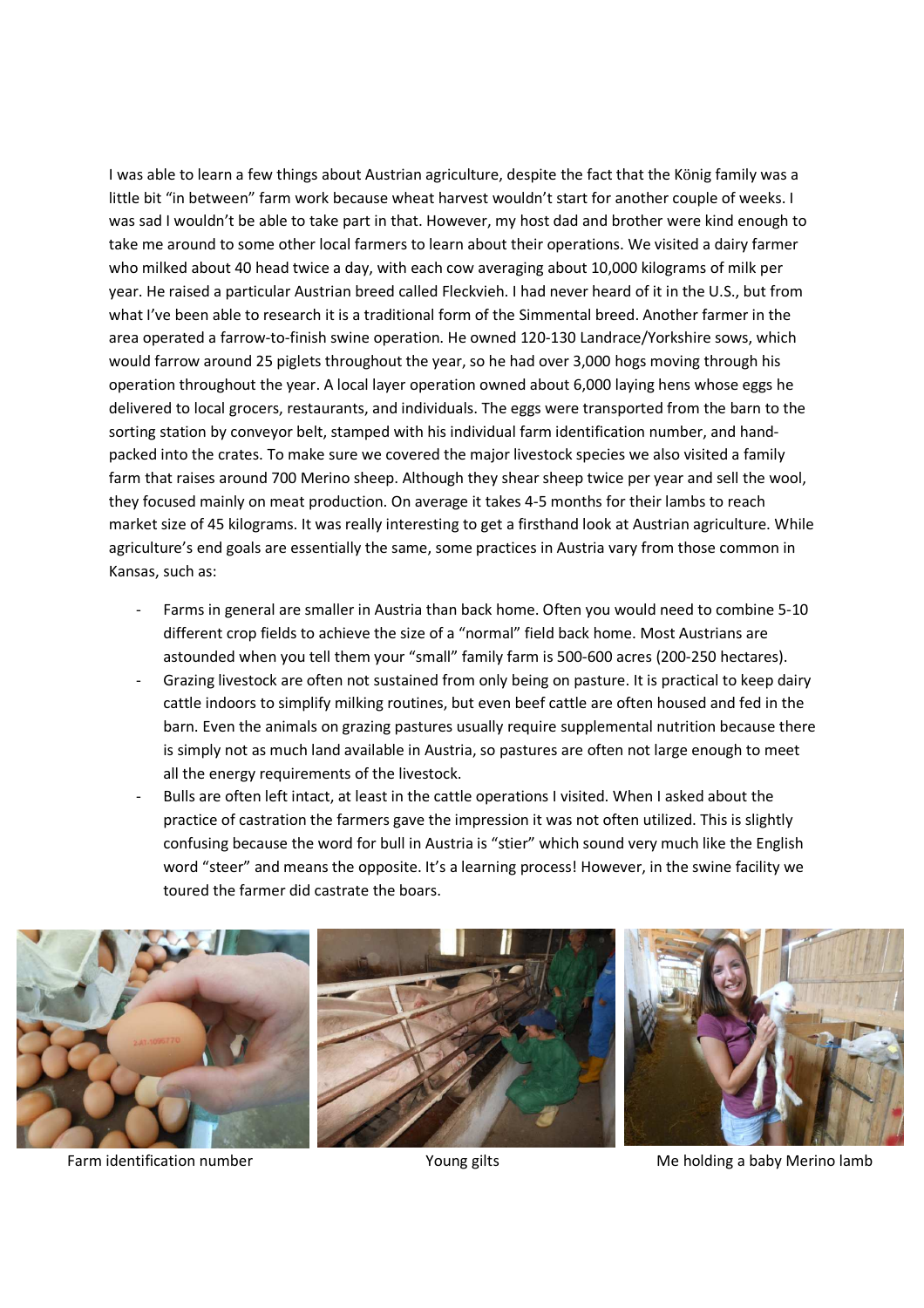I was able to learn a few things about Austrian agriculture, despite the fact that the König family was a little bit "in between" farm work because wheat harvest wouldn't start for another couple of weeks. I was sad I wouldn't be able to take part in that. However, my host dad and brother were kind enough to take me around to some other local farmers to learn about their operations. We visited a dairy farmer who milked about 40 head twice a day, with each cow averaging about 10,000 kilograms of milk per year. He raised a particular Austrian breed called Fleckvieh. I had never heard of it in the U.S., but from what I've been able to research it is a traditional form of the Simmental breed. Another farmer in the area operated a farrow-to-finish swine operation. He owned 120-130 Landrace/Yorkshire sows, which would farrow around 25 piglets throughout the year, so he had over 3,000 hogs moving through his operation throughout the year. A local layer operation owned about 6,000 laying hens whose eggs he delivered to local grocers, restaurants, and individuals. The eggs were transported from the barn to the sorting station by conveyor belt, stamped with his individual farm identification number, and hand-packed into the crates. To make sure we covered the major livestock species we also visited a family farm that raises around 700 Merino sheep. Although they shear sheep twice per year and sell the wool, they focused mainly on meat production. On average it takes 4-5 months for their lambs to reach market size of 45 kilograms. It was really interesting to get a firsthand look at Austrian agriculture. While agriculture's end goals are essentially the same, some practices in Austria vary from those common in Kansas, such as:

- Farms in general are smaller in Austria than back home. Often you would need to combine 5-10 different crop fields to achieve the size of a "normal" field back home. Most Austrians are astounded when you tell them your "small" family farm is 500-600 acres (200-250 hectares).
- Grazing livestock are often not sustained from only being on pasture. It is practical to keep dairy cattle indoors to simplify milking routines, but even beef cattle are often housed and fed in the barn. Even the animals on grazing pastures usually require supplemental nutrition because there is simply not as much land available in Austria, so pastures are often not large enough to meet all the energy requirements of the livestock.
- Bulls are often left intact, at least in the cattle operations I visited. When I asked about the practice of castration the farmers gave the impression it was not often utilized. This is slightly confusing because the word for bull in Austria is "stier" which sound very much like the English word "steer" and means the opposite. It's a learning process! However, in the swine facility we toured the farmer did castrate the boars.

Farm identification number

Young gilts

Me holding a baby Merino lamb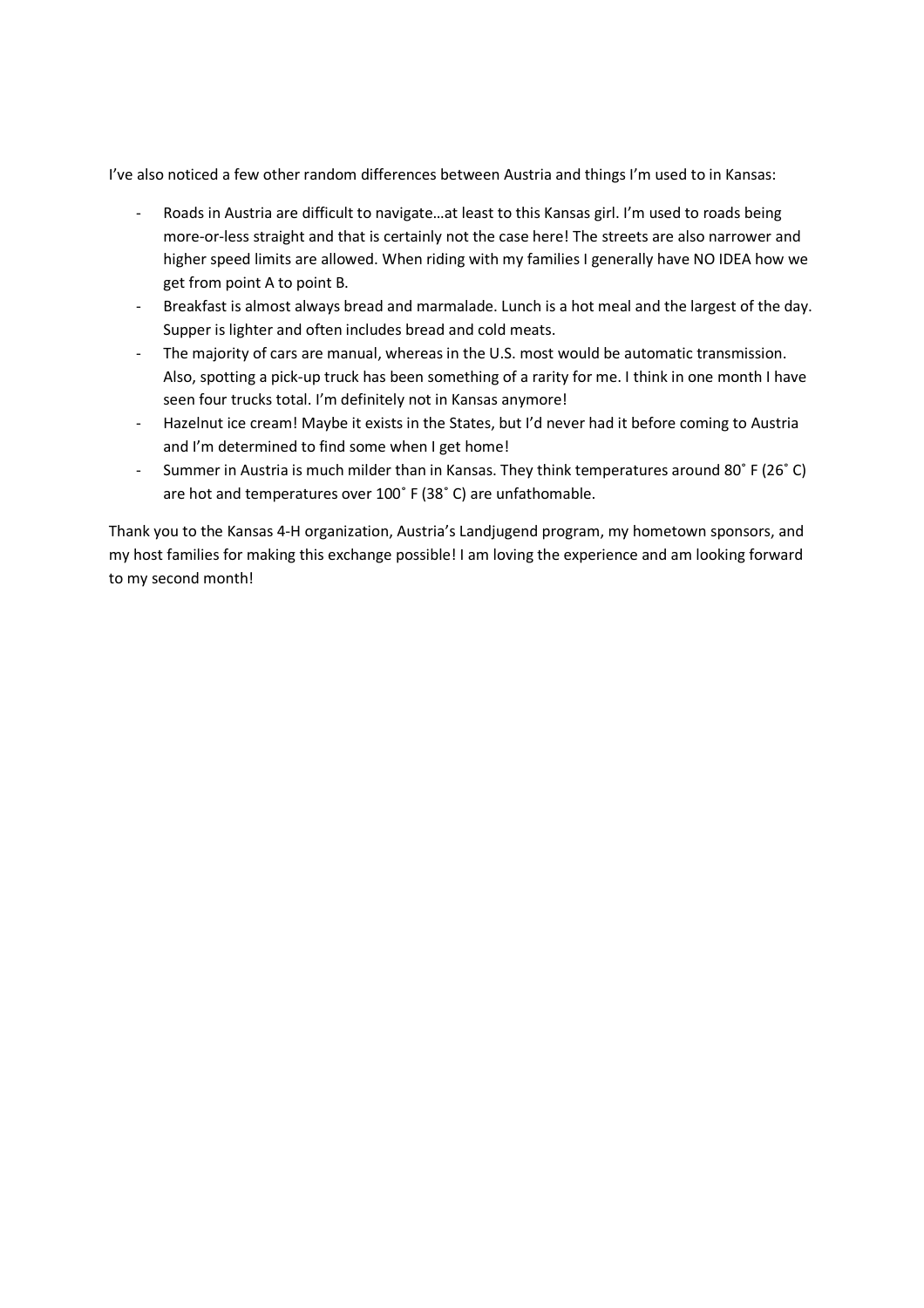I've also noticed a few other random differences between Austria and things I'm used to in Kansas:

- Roads in Austria are difficult to navigate…at least to this Kansas girl. I'm used to roads being more-or-less straight and that is certainly not the case here! The streets are also narrower and higher speed limits are allowed. When riding with my families I generally have NO IDEA how we get from point A to point B.
- Breakfast is almost always bread and marmalade. Lunch is a hot meal and the largest of the day. Supper is lighter and often includes bread and cold meats.
- The majority of cars are manual, whereas in the U.S. most would be automatic transmission. Also, spotting a pick-up truck has been something of a rarity for me. I think in one month I have seen four trucks total. I'm definitely not in Kansas anymore!
- Hazelnut ice cream! Maybe it exists in the States, but I'd never had it before coming to Austria and I'm determined to find some when I get home!
- Summer in Austria is much milder than in Kansas. They think temperatures around 80˚ F (26˚ C) are hot and temperatures over 100˚ F (38˚ C) are unfathomable.

Thank you to the Kansas 4-H organization, Austria's Landjugend program, my hometown sponsors, and my host families for making this exchange possible! I am loving the experience and am looking forward to my second month!